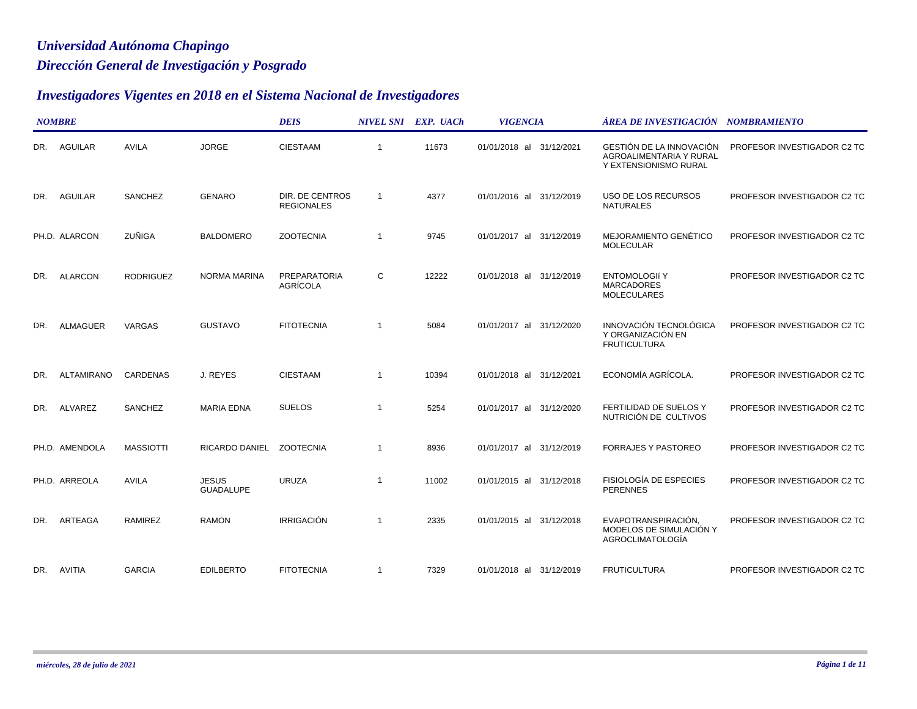# Universidad Autónoma Chapingo

## Dirección General de Investigación y Posgrado

## Investigadores Vigentes en 2018 en el Sistema Nacional de Investigadores

| NOMBRE | | | | DEIS | NIVEL SNI | EXP. UACh | VIGENCIA | ÁREA DE INVESTIGACIÓN | NOMBRAMIENTO |
|---|---|---|---|---|---|---|---|---|---|
| DR. | AGUILAR | AVILA | JORGE | CIESTAAM | 1 | 11673 | 01/01/2018 al 31/12/2021 | GESTIÓN DE LA INNOVACIÓN AGROALIMENTARIA Y RURAL Y EXTENSIONISMO RURAL | PROFESOR INVESTIGADOR C2 TC |
| DR. | AGUILAR | SANCHEZ | GENARO | DIR. DE CENTROS REGIONALES | 1 | 4377 | 01/01/2016 al 31/12/2019 | USO DE LOS RECURSOS NATURALES | PROFESOR INVESTIGADOR C2 TC |
| PH.D. | ALARCON | ZUÑIGA | BALDOMERO | ZOOTECNIA | 1 | 9745 | 01/01/2017 al 31/12/2019 | MEJORAMIENTO GENÉTICO MOLECULAR | PROFESOR INVESTIGADOR C2 TC |
| DR. | ALARCON | RODRIGUEZ | NORMA MARINA | PREPARATORIA AGRÍCOLA | C | 12222 | 01/01/2018 al 31/12/2019 | ENTOMOLOGIÍ Y MARCADORES MOLECULARES | PROFESOR INVESTIGADOR C2 TC |
| DR. | ALMAGUER | VARGAS | GUSTAVO | FITOTECNIA | 1 | 5084 | 01/01/2017 al 31/12/2020 | INNOVACIÓN TECNOLÓGICA Y ORGANIZACIÓN EN FRUTICULTURA | PROFESOR INVESTIGADOR C2 TC |
| DR. | ALTAMIRANO | CARDENAS | J. REYES | CIESTAAM | 1 | 10394 | 01/01/2018 al 31/12/2021 | ECONOMÍA AGRÍCOLA. | PROFESOR INVESTIGADOR C2 TC |
| DR. | ALVAREZ | SANCHEZ | MARIA EDNA | SUELOS | 1 | 5254 | 01/01/2017 al 31/12/2020 | FERTILIDAD DE SUELOS Y NUTRICIÓN DE CULTIVOS | PROFESOR INVESTIGADOR C2 TC |
| PH.D. | AMENDOLA | MASSIOTTI | RICARDO DANIEL | ZOOTECNIA | 1 | 8936 | 01/01/2017 al 31/12/2019 | FORRAJES Y PASTOREO | PROFESOR INVESTIGADOR C2 TC |
| PH.D. | ARREOLA | AVILA | JESUS GUADALUPE | URUZA | 1 | 11002 | 01/01/2015 al 31/12/2018 | FISIOLOGÍA DE ESPECIES PERENNES | PROFESOR INVESTIGADOR C2 TC |
| DR. | ARTEAGA | RAMIREZ | RAMON | IRRIGACIÓN | 1 | 2335 | 01/01/2015 al 31/12/2018 | EVAPOTRANSPIRACIÓN, MODELOS DE SIMULACIÓN Y AGROCLIMATOLOGÍA | PROFESOR INVESTIGADOR C2 TC |
| DR. | AVITIA | GARCIA | EDILBERTO | FITOTECNIA | 1 | 7329 | 01/01/2018 al 31/12/2019 | FRUTICULTURA | PROFESOR INVESTIGADOR C2 TC |

*miércoles, 28 de julio de 2021*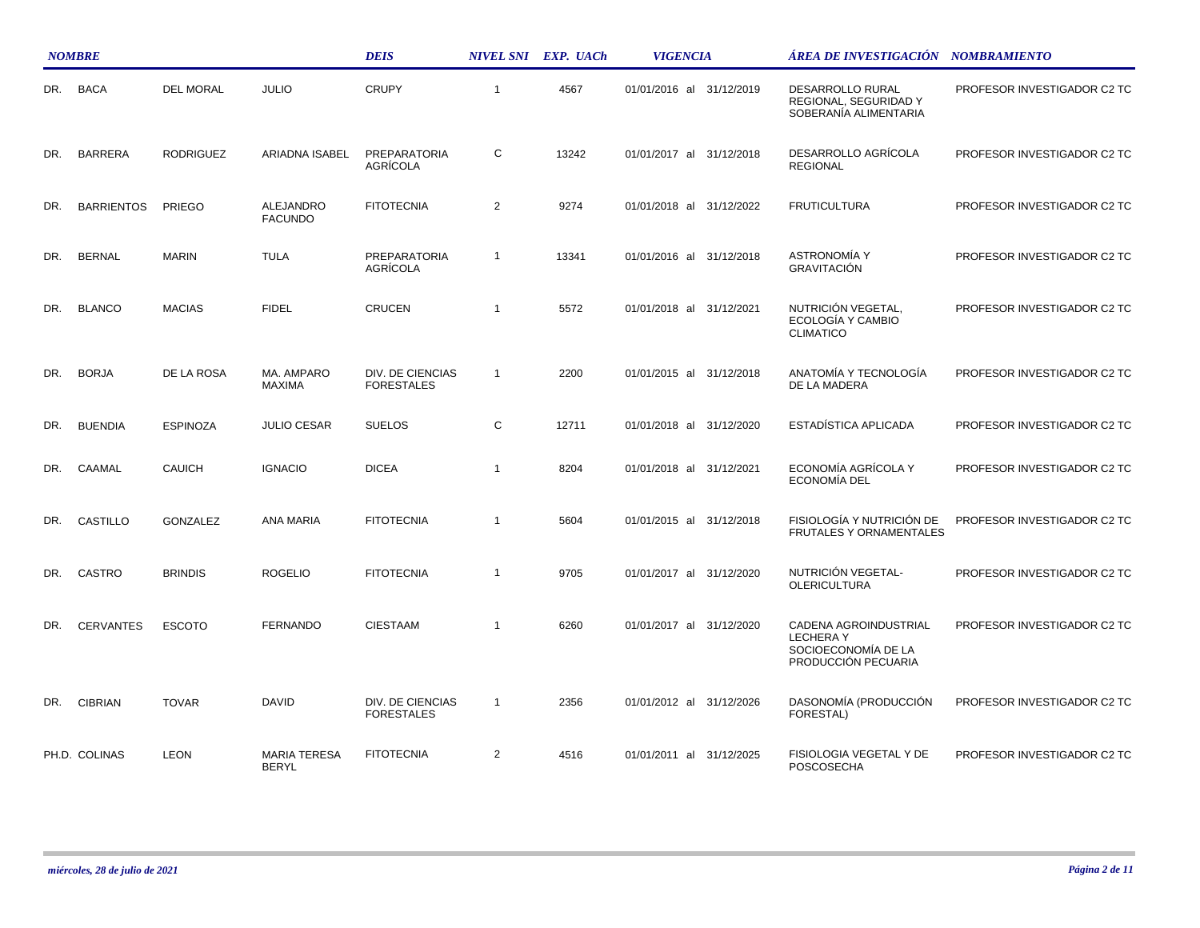| NOMBRE | | | | DEIS | NIVEL SNI | EXP. UACh | VIGENCIA | ÁREA DE INVESTIGACIÓN | NOMBRAMIENTO |
|---|---|---|---|---|---|---|---|---|---|
| DR. | BACA | DEL MORAL | JULIO | CRUPY | 1 | 4567 | 01/01/2016 al 31/12/2019 | DESARROLLO RURAL REGIONAL, SEGURIDAD Y SOBERANÍA ALIMENTARIA | PROFESOR INVESTIGADOR C2 TC |
| DR. | BARRERA | RODRIGUEZ | ARIADNA ISABEL | PREPARATORIA AGRÍCOLA | C | 13242 | 01/01/2017 al 31/12/2018 | DESARROLLO AGRÍCOLA REGIONAL | PROFESOR INVESTIGADOR C2 TC |
| DR. | BARRIENTOS | PRIEGO | ALEJANDRO FACUNDO | FITOTECNIA | 2 | 9274 | 01/01/2018 al 31/12/2022 | FRUTICULTURA | PROFESOR INVESTIGADOR C2 TC |
| DR. | BERNAL | MARIN | TULA | PREPARATORIA AGRÍCOLA | 1 | 13341 | 01/01/2016 al 31/12/2018 | ASTRONOMÍA Y GRAVITACIÓN | PROFESOR INVESTIGADOR C2 TC |
| DR. | BLANCO | MACIAS | FIDEL | CRUCEN | 1 | 5572 | 01/01/2018 al 31/12/2021 | NUTRICIÓN VEGETAL, ECOLOGÍA Y CAMBIO CLIMATICO | PROFESOR INVESTIGADOR C2 TC |
| DR. | BORJA | DE LA ROSA | MA. AMPARO MAXIMA | DIV. DE CIENCIAS FORESTALES | 1 | 2200 | 01/01/2015 al 31/12/2018 | ANATOMÍA Y TECNOLOGÍA DE LA MADERA | PROFESOR INVESTIGADOR C2 TC |
| DR. | BUENDIA | ESPINOZA | JULIO CESAR | SUELOS | C | 12711 | 01/01/2018 al 31/12/2020 | ESTADÍSTICA APLICADA | PROFESOR INVESTIGADOR C2 TC |
| DR. | CAAMAL | CAUICH | IGNACIO | DICEA | 1 | 8204 | 01/01/2018 al 31/12/2021 | ECONOMÍA AGRÍCOLA Y ECONOMÍA DEL | PROFESOR INVESTIGADOR C2 TC |
| DR. | CASTILLO | GONZALEZ | ANA MARIA | FITOTECNIA | 1 | 5604 | 01/01/2015 al 31/12/2018 | FISIOLOGÍA Y NUTRICIÓN DE FRUTALES Y ORNAMENTALES | PROFESOR INVESTIGADOR C2 TC |
| DR. | CASTRO | BRINDIS | ROGELIO | FITOTECNIA | 1 | 9705 | 01/01/2017 al 31/12/2020 | NUTRICIÓN VEGETAL-OLERICULTURA | PROFESOR INVESTIGADOR C2 TC |
| DR. | CERVANTES | ESCOTO | FERNANDO | CIESTAAM | 1 | 6260 | 01/01/2017 al 31/12/2020 | CADENA AGROINDUSTRIAL LECHERA Y SOCIOECONOMÍA DE LA PRODUCCIÓN PECUARIA | PROFESOR INVESTIGADOR C2 TC |
| DR. | CIBRIAN | TOVAR | DAVID | DIV. DE CIENCIAS FORESTALES | 1 | 2356 | 01/01/2012 al 31/12/2026 | DASONOMÍA (PRODUCCIÓN FORESTAL) | PROFESOR INVESTIGADOR C2 TC |
| PH.D. | COLINAS | LEON | MARIA TERESA BERYL | FITOTECNIA | 2 | 4516 | 01/01/2011 al 31/12/2025 | FISIOLOGIA VEGETAL Y DE POSCOSECHA | PROFESOR INVESTIGADOR C2 TC |

*miércoles, 28 de julio de 2021*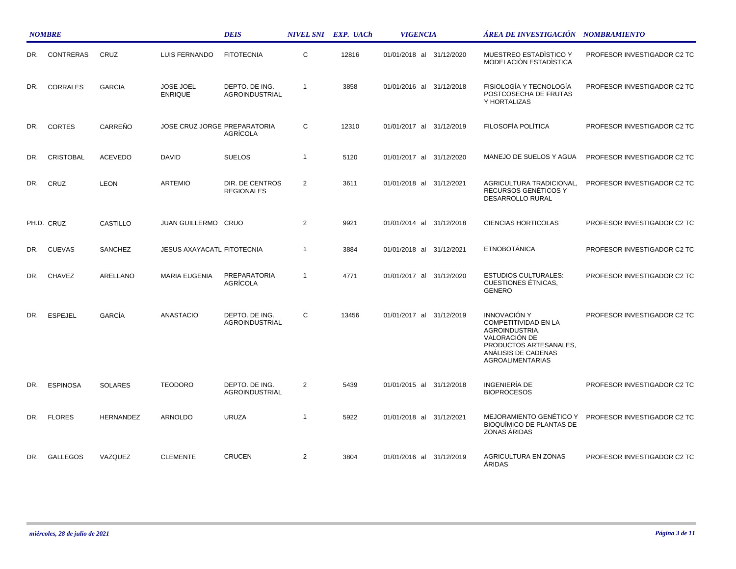| NOMBRE | | | | DEIS | NIVEL SNI | EXP. UACh | VIGENCIA | ÁREA DE INVESTIGACIÓN | NOMBRAMIENTO |
|---|---|---|---|---|---|---|---|---|---|
| DR. | CONTRERAS | CRUZ | LUIS FERNANDO | FITOTECNIA | C | 12816 | 01/01/2018 al 31/12/2020 | MUESTREO ESTADÌSTICO Y MODELACIÒN ESTADÌSTICA | PROFESOR INVESTIGADOR C2 TC |
| DR. | CORRALES | GARCIA | JOSE JOEL ENRIQUE | DEPTO. DE ING. AGROINDUSTRIAL | 1 | 3858 | 01/01/2016 al 31/12/2018 | FISIOLOGÍA Y TECNOLOGÍA POSTCOSECHA DE FRUTAS Y HORTALIZAS | PROFESOR INVESTIGADOR C2 TC |
| DR. | CORTES | CARREÑO | JOSE CRUZ JORGE | PREPARATORIA AGRÍCOLA | C | 12310 | 01/01/2017 al 31/12/2019 | FILOSOFÍA POLÍTICA | PROFESOR INVESTIGADOR C2 TC |
| DR. | CRISTOBAL | ACEVEDO | DAVID | SUELOS | 1 | 5120 | 01/01/2017 al 31/12/2020 | MANEJO DE SUELOS Y AGUA | PROFESOR INVESTIGADOR C2 TC |
| DR. | CRUZ | LEON | ARTEMIO | DIR. DE CENTROS REGIONALES | 2 | 3611 | 01/01/2018 al 31/12/2021 | AGRICULTURA TRADICIONAL, RECURSOS GENÉTICOS Y DESARROLLO RURAL | PROFESOR INVESTIGADOR C2 TC |
| PH.D. | CRUZ | CASTILLO | JUAN GUILLERMO | CRUO | 2 | 9921 | 01/01/2014 al 31/12/2018 | CIENCIAS HORTICOLAS | PROFESOR INVESTIGADOR C2 TC |
| DR. | CUEVAS | SANCHEZ | JESUS AXAYACATL | FITOTECNIA | 1 | 3884 | 01/01/2018 al 31/12/2021 | ETNOBOTÁNICA | PROFESOR INVESTIGADOR C2 TC |
| DR. | CHAVEZ | ARELLANO | MARIA EUGENIA | PREPARATORIA AGRÍCOLA | 1 | 4771 | 01/01/2017 al 31/12/2020 | ESTUDIOS CULTURALES: CUESTIONES ÉTNICAS, GENERO | PROFESOR INVESTIGADOR C2 TC |
| DR. | ESPEJEL | GARCÍA | ANASTACIO | DEPTO. DE ING. AGROINDUSTRIAL | C | 13456 | 01/01/2017 al 31/12/2019 | INNOVACIÓN Y COMPETITIVIDAD EN LA AGROINDUSTRIA, VALORACIÓN DE PRODUCTOS ARTESANALES, ANÁLISIS DE CADENAS AGROALIMENTARIAS | PROFESOR INVESTIGADOR C2 TC |
| DR. | ESPINOSA | SOLARES | TEODORO | DEPTO. DE ING. AGROINDUSTRIAL | 2 | 5439 | 01/01/2015 al 31/12/2018 | INGENIERÍA DE BIOPROCESOS | PROFESOR INVESTIGADOR C2 TC |
| DR. | FLORES | HERNANDEZ | ARNOLDO | URUZA | 1 | 5922 | 01/01/2018 al 31/12/2021 | MEJORAMIENTO GENÉTICO Y BIOQUÍMICO DE PLANTAS DE ZONAS ÁRIDAS | PROFESOR INVESTIGADOR C2 TC |
| DR. | GALLEGOS | VAZQUEZ | CLEMENTE | CRUCEN | 2 | 3804 | 01/01/2016 al 31/12/2019 | AGRICULTURA EN ZONAS ÁRIDAS | PROFESOR INVESTIGADOR C2 TC |

*miércoles, 28 de julio de 2021*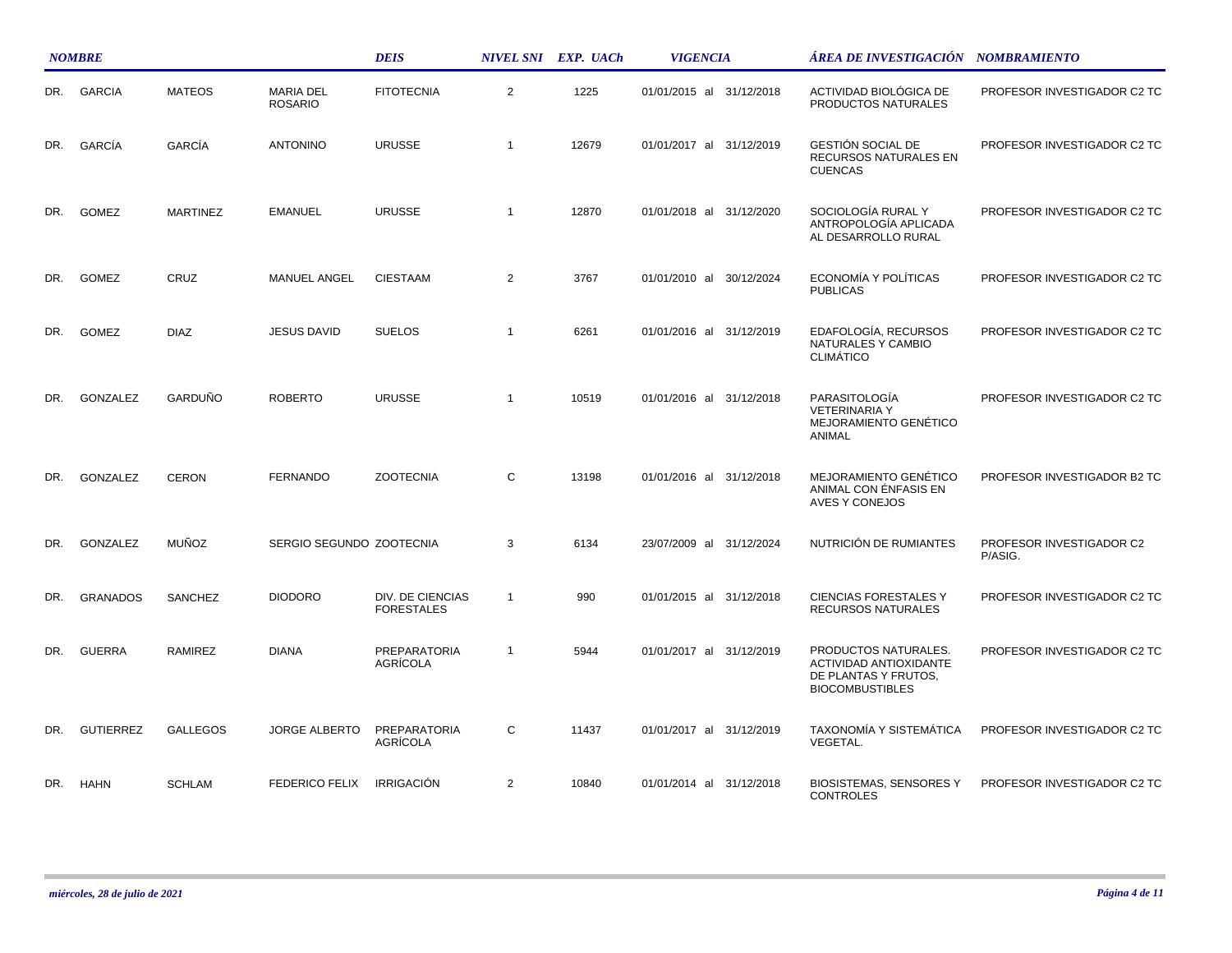| NOMBRE | | | | DEIS | NIVEL SNI | EXP. UACh | VIGENCIA | ÁREA DE INVESTIGACIÓN | NOMBRAMIENTO |
|---|---|---|---|---|---|---|---|---|---|
| DR. | GARCIA | MATEOS | MARIA DEL ROSARIO | FITOTECNIA | 2 | 1225 | 01/01/2015 al 31/12/2018 | ACTIVIDAD BIOLÓGICA DE PRODUCTOS NATURALES | PROFESOR INVESTIGADOR C2 TC |
| DR. | GARCÍA | GARCÍA | ANTONINO | URUSSE | 1 | 12679 | 01/01/2017 al 31/12/2019 | GESTIÓN SOCIAL DE RECURSOS NATURALES EN CUENCAS | PROFESOR INVESTIGADOR C2 TC |
| DR. | GOMEZ | MARTINEZ | EMANUEL | URUSSE | 1 | 12870 | 01/01/2018 al 31/12/2020 | SOCIOLOGÍA RURAL Y ANTROPOLOGÍA APLICADA AL DESARROLLO RURAL | PROFESOR INVESTIGADOR C2 TC |
| DR. | GOMEZ | CRUZ | MANUEL ANGEL | CIESTAAM | 2 | 3767 | 01/01/2010 al 30/12/2024 | ECONOMÍA Y POLÍTICAS PUBLICAS | PROFESOR INVESTIGADOR C2 TC |
| DR. | GOMEZ | DIAZ | JESUS DAVID | SUELOS | 1 | 6261 | 01/01/2016 al 31/12/2019 | EDAFOLOGÍA, RECURSOS NATURALES Y CAMBIO CLIMÁTICO | PROFESOR INVESTIGADOR C2 TC |
| DR. | GONZALEZ | GARDUÑO | ROBERTO | URUSSE | 1 | 10519 | 01/01/2016 al 31/12/2018 | PARASITOLOGÍA VETERINARIA Y MEJORAMIENTO GENÉTICO ANIMAL | PROFESOR INVESTIGADOR C2 TC |
| DR. | GONZALEZ | CERON | FERNANDO | ZOOTECNIA | C | 13198 | 01/01/2016 al 31/12/2018 | MEJORAMIENTO GENÉTICO ANIMAL CON ÉNFASIS EN AVES Y CONEJOS | PROFESOR INVESTIGADOR B2 TC |
| DR. | GONZALEZ | MUÑOZ | SERGIO SEGUNDO | ZOOTECNIA | 3 | 6134 | 23/07/2009 al 31/12/2024 | NUTRICIÓN DE RUMIANTES | PROFESOR INVESTIGADOR C2 P/ASIG. |
| DR. | GRANADOS | SANCHEZ | DIODORO | DIV. DE CIENCIAS FORESTALES | 1 | 990 | 01/01/2015 al 31/12/2018 | CIENCIAS FORESTALES Y RECURSOS NATURALES | PROFESOR INVESTIGADOR C2 TC |
| DR. | GUERRA | RAMIREZ | DIANA | PREPARATORIA AGRÍCOLA | 1 | 5944 | 01/01/2017 al 31/12/2019 | PRODUCTOS NATURALES. ACTIVIDAD ANTIOXIDANTE DE PLANTAS Y FRUTOS, BIOCOMBUSTIBLES | PROFESOR INVESTIGADOR C2 TC |
| DR. | GUTIERREZ | GALLEGOS | JORGE ALBERTO | PREPARATORIA AGRÍCOLA | C | 11437 | 01/01/2017 al 31/12/2019 | TAXONOMÍA Y SISTEMÁTICA VEGETAL. | PROFESOR INVESTIGADOR C2 TC |
| DR. | HAHN | SCHLAM | FEDERICO FELIX | IRRIGACIÓN | 2 | 10840 | 01/01/2014 al 31/12/2018 | BIOSISTEMAS, SENSORES Y CONTROLES | PROFESOR INVESTIGADOR C2 TC |

*miércoles, 28 de julio de 2021*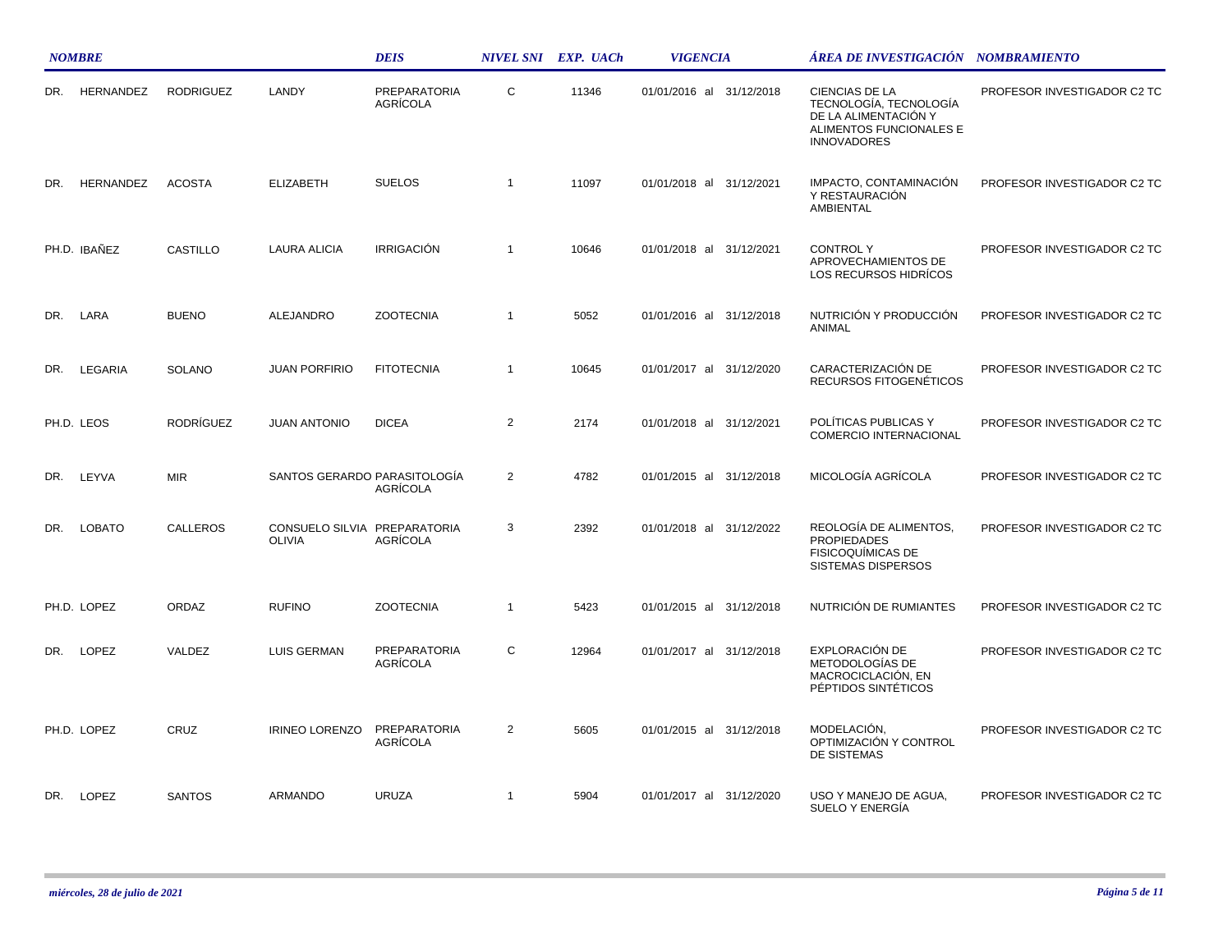| NOMBRE | | | | DEIS | NIVEL SNI | EXP. UACh | VIGENCIA | ÁREA DE INVESTIGACIÓN | NOMBRAMIENTO |
|---|---|---|---|---|---|---|---|---|---|
| DR. | HERNANDEZ | RODRIGUEZ | LANDY | PREPARATORIA AGRÍCOLA | C | 11346 | 01/01/2016 al 31/12/2018 | CIENCIAS DE LA TECNOLOGÍA, TECNOLOGÍA DE LA ALIMENTACIÓN Y ALIMENTOS FUNCIONALES E INNOVADORES | PROFESOR INVESTIGADOR C2 TC |
| DR. | HERNANDEZ | ACOSTA | ELIZABETH | SUELOS | 1 | 11097 | 01/01/2018 al 31/12/2021 | IMPACTO, CONTAMINACIÓN Y RESTAURACIÓN AMBIENTAL | PROFESOR INVESTIGADOR C2 TC |
| PH.D. | IBAÑEZ | CASTILLO | LAURA ALICIA | IRRIGACIÓN | 1 | 10646 | 01/01/2018 al 31/12/2021 | CONTROL Y APROVECHAMIENTOS DE LOS RECURSOS HIDRÍCOS | PROFESOR INVESTIGADOR C2 TC |
| DR. | LARA | BUENO | ALEJANDRO | ZOOTECNIA | 1 | 5052 | 01/01/2016 al 31/12/2018 | NUTRICIÓN Y PRODUCCIÓN ANIMAL | PROFESOR INVESTIGADOR C2 TC |
| DR. | LEGARIA | SOLANO | JUAN PORFIRIO | FITOTECNIA | 1 | 10645 | 01/01/2017 al 31/12/2020 | CARACTERIZACIÓN DE RECURSOS FITOGENÉTICOS | PROFESOR INVESTIGADOR C2 TC |
| PH.D. | LEOS | RODRÍGUEZ | JUAN ANTONIO | DICEA | 2 | 2174 | 01/01/2018 al 31/12/2021 | POLÍTICAS PUBLICAS Y COMERCIO INTERNACIONAL | PROFESOR INVESTIGADOR C2 TC |
| DR. | LEYVA | MIR | SANTOS GERARDO | PARASITOLOGÍA AGRÍCOLA | 2 | 4782 | 01/01/2015 al 31/12/2018 | MICOLOGÍA AGRÍCOLA | PROFESOR INVESTIGADOR C2 TC |
| DR. | LOBATO | CALLEROS | CONSUELO SILVIA OLIVIA | PREPARATORIA AGRÍCOLA | 3 | 2392 | 01/01/2018 al 31/12/2022 | REOLOGÍA DE ALIMENTOS, PROPIEDADES FISICOQUÍMICAS DE SISTEMAS DISPERSOS | PROFESOR INVESTIGADOR C2 TC |
| PH.D. | LOPEZ | ORDAZ | RUFINO | ZOOTECNIA | 1 | 5423 | 01/01/2015 al 31/12/2018 | NUTRICIÓN DE RUMIANTES | PROFESOR INVESTIGADOR C2 TC |
| DR. | LOPEZ | VALDEZ | LUIS GERMAN | PREPARATORIA AGRÍCOLA | C | 12964 | 01/01/2017 al 31/12/2018 | EXPLORACIÓN DE METODOLOGÍAS DE MACROCICLACIÓN, EN PÉPTIDOS SINTÉTICOS | PROFESOR INVESTIGADOR C2 TC |
| PH.D. | LOPEZ | CRUZ | IRINEO LORENZO | PREPARATORIA AGRÍCOLA | 2 | 5605 | 01/01/2015 al 31/12/2018 | MODELACIÓN, OPTIMIZACIÓN Y CONTROL DE SISTEMAS | PROFESOR INVESTIGADOR C2 TC |
| DR. | LOPEZ | SANTOS | ARMANDO | URUZA | 1 | 5904 | 01/01/2017 al 31/12/2020 | USO Y MANEJO DE AGUA, SUELO Y ENERGÍA | PROFESOR INVESTIGADOR C2 TC |

*miércoles, 28 de julio de 2021*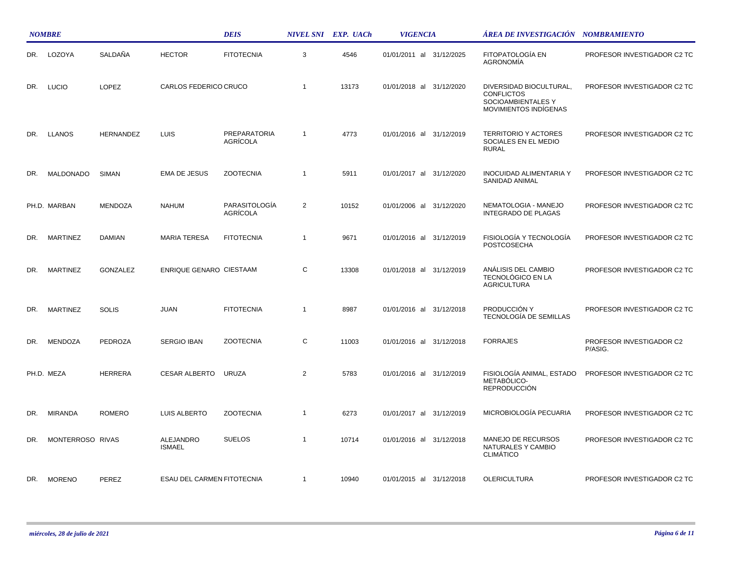| NOMBRE | | | | DEIS | NIVEL SNI | EXP. UACh | VIGENCIA | ÁREA DE INVESTIGACIÓN | NOMBRAMIENTO |
|---|---|---|---|---|---|---|---|---|---|
| DR. | LOZOYA | SALDAÑA | HECTOR | FITOTECNIA | 3 | 4546 | 01/01/2011 al 31/12/2025 | FITOPATOLOGÍA EN AGRONOMÍA | PROFESOR INVESTIGADOR C2 TC |
| DR. | LUCIO | LOPEZ | CARLOS FEDERICO | CRUCO | 1 | 13173 | 01/01/2018 al 31/12/2020 | DIVERSIDAD BIOCULTURAL, CONFLICTOS SOCIOAMBIENTALES Y MOVIMIENTOS INDÍGENAS | PROFESOR INVESTIGADOR C2 TC |
| DR. | LLANOS | HERNANDEZ | LUIS | PREPARATORIA AGRÍCOLA | 1 | 4773 | 01/01/2016 al 31/12/2019 | TERRITORIO Y ACTORES SOCIALES EN EL MEDIO RURAL | PROFESOR INVESTIGADOR C2 TC |
| DR. | MALDONADO | SIMAN | EMA DE JESUS | ZOOTECNIA | 1 | 5911 | 01/01/2017 al 31/12/2020 | INOCUIDAD ALIMENTARIA Y SANIDAD ANIMAL | PROFESOR INVESTIGADOR C2 TC |
| PH.D. | MARBAN | MENDOZA | NAHUM | PARASITOLOGÍA AGRÍCOLA | 2 | 10152 | 01/01/2006 al 31/12/2020 | NEMATOLOGIA - MANEJO INTEGRADO DE PLAGAS | PROFESOR INVESTIGADOR C2 TC |
| DR. | MARTINEZ | DAMIAN | MARIA TERESA | FITOTECNIA | 1 | 9671 | 01/01/2016 al 31/12/2019 | FISIOLOGÍA Y TECNOLOGÍA POSTCOSECHA | PROFESOR INVESTIGADOR C2 TC |
| DR. | MARTINEZ | GONZALEZ | ENRIQUE GENARO | CIESTAAM | C | 13308 | 01/01/2018 al 31/12/2019 | ANÁLISIS DEL CAMBIO TECNOLÓGICO EN LA AGRICULTURA | PROFESOR INVESTIGADOR C2 TC |
| DR. | MARTINEZ | SOLIS | JUAN | FITOTECNIA | 1 | 8987 | 01/01/2016 al 31/12/2018 | PRODUCCIÓN Y TECNOLOGÍA DE SEMILLAS | PROFESOR INVESTIGADOR C2 TC |
| DR. | MENDOZA | PEDROZA | SERGIO IBAN | ZOOTECNIA | C | 11003 | 01/01/2016 al 31/12/2018 | FORRAJES | PROFESOR INVESTIGADOR C2 P/ASIG. |
| PH.D. | MEZA | HERRERA | CESAR ALBERTO | URUZA | 2 | 5783 | 01/01/2016 al 31/12/2019 | FISIOLOGÍA ANIMAL, ESTADO METABÓLICO-REPRODUCCIÓN | PROFESOR INVESTIGADOR C2 TC |
| DR. | MIRANDA | ROMERO | LUIS ALBERTO | ZOOTECNIA | 1 | 6273 | 01/01/2017 al 31/12/2019 | MICROBIOLOGÍA PECUARIA | PROFESOR INVESTIGADOR C2 TC |
| DR. | MONTERROSO | RIVAS | ALEJANDRO ISMAEL | SUELOS | 1 | 10714 | 01/01/2016 al 31/12/2018 | MANEJO DE RECURSOS NATURALES Y CAMBIO CLIMÁTICO | PROFESOR INVESTIGADOR C2 TC |
| DR. | MORENO | PEREZ | ESAU DEL CARMEN | FITOTECNIA | 1 | 10940 | 01/01/2015 al 31/12/2018 | OLERICULTURA | PROFESOR INVESTIGADOR C2 TC |

*miércoles, 28 de julio de 2021*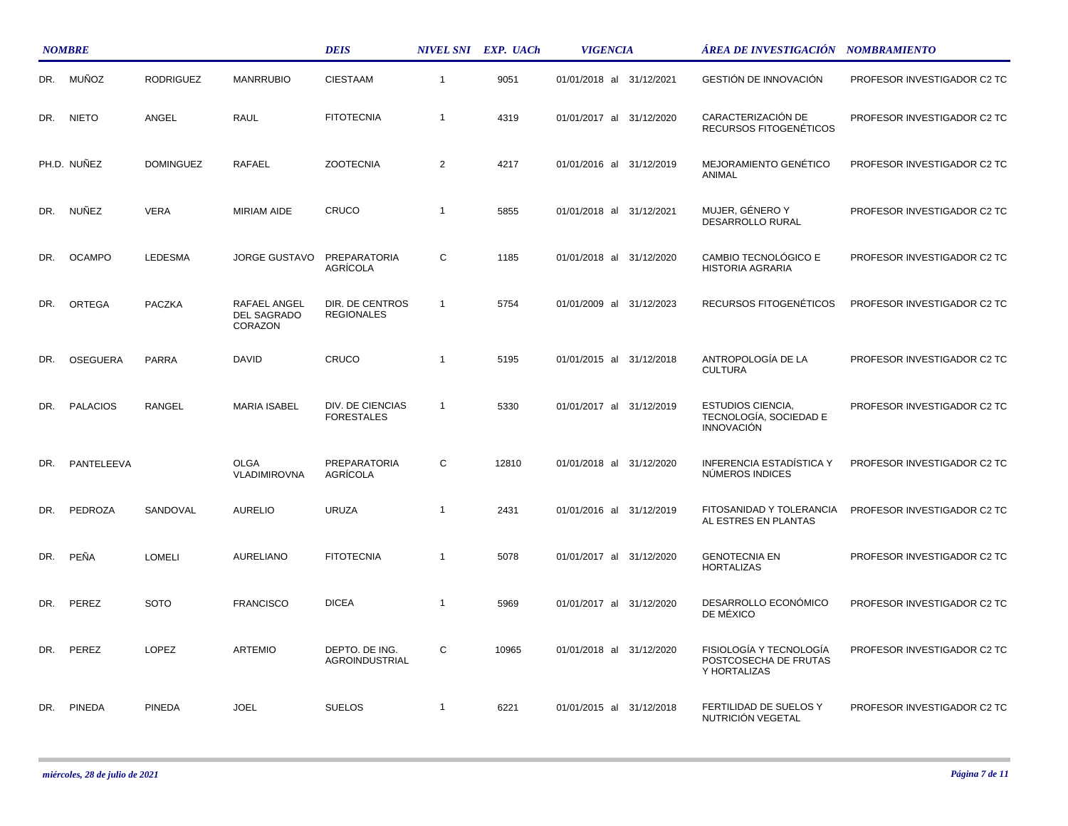| NOMBRE | | | | DEIS | NIVEL SNI | EXP. UACh | VIGENCIA | ÁREA DE INVESTIGACIÓN | NOMBRAMIENTO |
|---|---|---|---|---|---|---|---|---|---|
| DR. | MUÑOZ | RODRIGUEZ | MANRRUBIO | CIESTAAM | 1 | 9051 | 01/01/2018 al 31/12/2021 | GESTIÓN DE INNOVACIÓN | PROFESOR INVESTIGADOR C2 TC |
| DR. | NIETO | ANGEL | RAUL | FITOTECNIA | 1 | 4319 | 01/01/2017 al 31/12/2020 | CARACTERIZACIÓN DE RECURSOS FITOGENÉTICOS | PROFESOR INVESTIGADOR C2 TC |
| PH.D. | NUÑEZ | DOMINGUEZ | RAFAEL | ZOOTECNIA | 2 | 4217 | 01/01/2016 al 31/12/2019 | MEJORAMIENTO GENÉTICO ANIMAL | PROFESOR INVESTIGADOR C2 TC |
| DR. | NUÑEZ | VERA | MIRIAM AIDE | CRUCO | 1 | 5855 | 01/01/2018 al 31/12/2021 | MUJER, GÉNERO Y DESARROLLO RURAL | PROFESOR INVESTIGADOR C2 TC |
| DR. | OCAMPO | LEDESMA | JORGE GUSTAVO | PREPARATORIA AGRÍCOLA | C | 1185 | 01/01/2018 al 31/12/2020 | CAMBIO TECNOLÓGICO E HISTORIA AGRARIA | PROFESOR INVESTIGADOR C2 TC |
| DR. | ORTEGA | PACZKA | RAFAEL ANGEL DEL SAGRADO CORAZON | DIR. DE CENTROS REGIONALES | 1 | 5754 | 01/01/2009 al 31/12/2023 | RECURSOS FITOGENÉTICOS | PROFESOR INVESTIGADOR C2 TC |
| DR. | OSEGUERA | PARRA | DAVID | CRUCO | 1 | 5195 | 01/01/2015 al 31/12/2018 | ANTROPOLOGÍA DE LA CULTURA | PROFESOR INVESTIGADOR C2 TC |
| DR. | PALACIOS | RANGEL | MARIA ISABEL | DIV. DE CIENCIAS FORESTALES | 1 | 5330 | 01/01/2017 al 31/12/2019 | ESTUDIOS CIENCIA, TECNOLOGÍA, SOCIEDAD E INNOVACIÓN | PROFESOR INVESTIGADOR C2 TC |
| DR. | PANTELEEVA | | OLGA VLADIMIROVNA | PREPARATORIA AGRÍCOLA | C | 12810 | 01/01/2018 al 31/12/2020 | INFERENCIA ESTADÍSTICA Y NÚMEROS INDICES | PROFESOR INVESTIGADOR C2 TC |
| DR. | PEDROZA | SANDOVAL | AURELIO | URUZA | 1 | 2431 | 01/01/2016 al 31/12/2019 | FITOSANIDAD Y TOLERANCIA AL ESTRES EN PLANTAS | PROFESOR INVESTIGADOR C2 TC |
| DR. | PEÑA | LOMELI | AURELIANO | FITOTECNIA | 1 | 5078 | 01/01/2017 al 31/12/2020 | GENOTECNIA EN HORTALIZAS | PROFESOR INVESTIGADOR C2 TC |
| DR. | PEREZ | SOTO | FRANCISCO | DICEA | 1 | 5969 | 01/01/2017 al 31/12/2020 | DESARROLLO ECONÓMICO DE MÉXICO | PROFESOR INVESTIGADOR C2 TC |
| DR. | PEREZ | LOPEZ | ARTEMIO | DEPTO. DE ING. AGROINDUSTRIAL | C | 10965 | 01/01/2018 al 31/12/2020 | FISIOLOGÍA Y TECNOLOGÍA POSTCOSECHA DE FRUTAS Y HORTALIZAS | PROFESOR INVESTIGADOR C2 TC |
| DR. | PINEDA | PINEDA | JOEL | SUELOS | 1 | 6221 | 01/01/2015 al 31/12/2018 | FERTILIDAD DE SUELOS Y NUTRICIÓN VEGETAL | PROFESOR INVESTIGADOR C2 TC |

*miércoles, 28 de julio de 2021*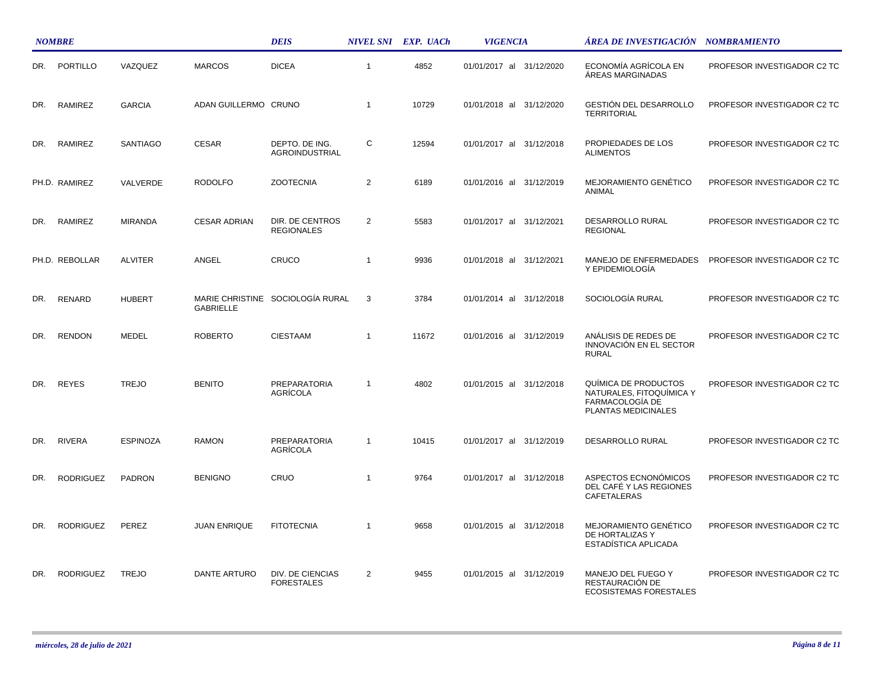| NOMBRE | | | | DEIS | NIVEL SNI | EXP. UACh | VIGENCIA | ÁREA DE INVESTIGACIÓN | NOMBRAMIENTO |
|---|---|---|---|---|---|---|---|---|---|
| DR. | PORTILLO | VAZQUEZ | MARCOS | DICEA | 1 | 4852 | 01/01/2017 al 31/12/2020 | ECONOMÍA AGRÍCOLA EN ÁREAS MARGINADAS | PROFESOR INVESTIGADOR C2 TC |
| DR. | RAMIREZ | GARCIA | ADAN GUILLERMO | CRUNO | 1 | 10729 | 01/01/2018 al 31/12/2020 | GESTIÓN DEL DESARROLLO TERRITORIAL | PROFESOR INVESTIGADOR C2 TC |
| DR. | RAMIREZ | SANTIAGO | CESAR | DEPTO. DE ING. AGROINDUSTRIAL | C | 12594 | 01/01/2017 al 31/12/2018 | PROPIEDADES DE LOS ALIMENTOS | PROFESOR INVESTIGADOR C2 TC |
| PH.D. | RAMIREZ | VALVERDE | RODOLFO | ZOOTECNIA | 2 | 6189 | 01/01/2016 al 31/12/2019 | MEJORAMIENTO GENÉTICO ANIMAL | PROFESOR INVESTIGADOR C2 TC |
| DR. | RAMIREZ | MIRANDA | CESAR ADRIAN | DIR. DE CENTROS REGIONALES | 2 | 5583 | 01/01/2017 al 31/12/2021 | DESARROLLO RURAL REGIONAL | PROFESOR INVESTIGADOR C2 TC |
| PH.D. | REBOLLAR | ALVITER | ANGEL | CRUCO | 1 | 9936 | 01/01/2018 al 31/12/2021 | MANEJO DE ENFERMEDADES Y EPIDEMIOLOGÍA | PROFESOR INVESTIGADOR C2 TC |
| DR. | RENARD | HUBERT | MARIE CHRISTINE GABRIELLE | SOCIOLOGÍA RURAL | 3 | 3784 | 01/01/2014 al 31/12/2018 | SOCIOLOGÍA RURAL | PROFESOR INVESTIGADOR C2 TC |
| DR. | RENDON | MEDEL | ROBERTO | CIESTAAM | 1 | 11672 | 01/01/2016 al 31/12/2019 | ANÁLISIS DE REDES DE INNOVACIÓN EN EL SECTOR RURAL | PROFESOR INVESTIGADOR C2 TC |
| DR. | REYES | TREJO | BENITO | PREPARATORIA AGRÍCOLA | 1 | 4802 | 01/01/2015 al 31/12/2018 | QUÍMICA DE PRODUCTOS NATURALES, FITOQUÍMICA Y FARMACOLOGÍA DE PLANTAS MEDICINALES | PROFESOR INVESTIGADOR C2 TC |
| DR. | RIVERA | ESPINOZA | RAMON | PREPARATORIA AGRÍCOLA | 1 | 10415 | 01/01/2017 al 31/12/2019 | DESARROLLO RURAL | PROFESOR INVESTIGADOR C2 TC |
| DR. | RODRIGUEZ | PADRON | BENIGNO | CRUO | 1 | 9764 | 01/01/2017 al 31/12/2018 | ASPECTOS ECNONÓMICOS DEL CAFÉ Y LAS REGIONES CAFETALERAS | PROFESOR INVESTIGADOR C2 TC |
| DR. | RODRIGUEZ | PEREZ | JUAN ENRIQUE | FITOTECNIA | 1 | 9658 | 01/01/2015 al 31/12/2018 | MEJORAMIENTO GENÉTICO DE HORTALIZAS Y ESTADÍSTICA APLICADA | PROFESOR INVESTIGADOR C2 TC |
| DR. | RODRIGUEZ | TREJO | DANTE ARTURO | DIV. DE CIENCIAS FORESTALES | 2 | 9455 | 01/01/2015 al 31/12/2019 | MANEJO DEL FUEGO Y RESTAURACIÓN DE ECOSISTEMAS FORESTALES | PROFESOR INVESTIGADOR C2 TC |

*miércoles, 28 de julio de 2021*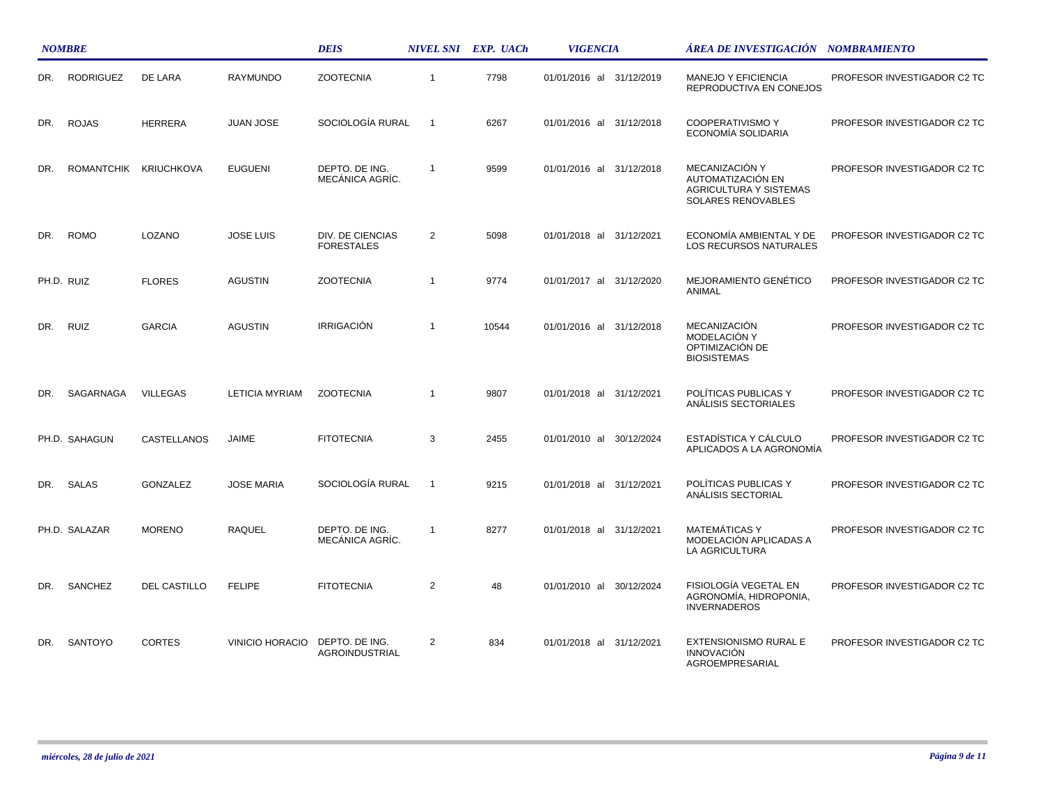| NOMBRE | | | | DEIS | NIVEL SNI | EXP. UACh | VIGENCIA | ÁREA DE INVESTIGACIÓN | NOMBRAMIENTO |
|---|---|---|---|---|---|---|---|---|---|
| DR. | RODRIGUEZ | DE LARA | RAYMUNDO | ZOOTECNIA | 1 | 7798 | 01/01/2016 al 31/12/2019 | MANEJO Y EFICIENCIA REPRODUCTIVA EN CONEJOS | PROFESOR INVESTIGADOR C2 TC |
| DR. | ROJAS | HERRERA | JUAN JOSE | SOCIOLOGÍA RURAL | 1 | 6267 | 01/01/2016 al 31/12/2018 | COOPERATIVISMO Y ECONOMÍA SOLIDARIA | PROFESOR INVESTIGADOR C2 TC |
| DR. | ROMANTCHIK | KRIUCHKOVA | EUGUENI | DEPTO. DE ING. MECÁNICA AGRÍC. | 1 | 9599 | 01/01/2016 al 31/12/2018 | MECANIZACIÓN Y AUTOMATIZACIÓN EN AGRICULTURA Y SISTEMAS SOLARES RENOVABLES | PROFESOR INVESTIGADOR C2 TC |
| DR. | ROMO | LOZANO | JOSE LUIS | DIV. DE CIENCIAS FORESTALES | 2 | 5098 | 01/01/2018 al 31/12/2021 | ECONOMÍA AMBIENTAL Y DE LOS RECURSOS NATURALES | PROFESOR INVESTIGADOR C2 TC |
| PH.D. | RUIZ | FLORES | AGUSTIN | ZOOTECNIA | 1 | 9774 | 01/01/2017 al 31/12/2020 | MEJORAMIENTO GENÉTICO ANIMAL | PROFESOR INVESTIGADOR C2 TC |
| DR. | RUIZ | GARCIA | AGUSTIN | IRRIGACIÓN | 1 | 10544 | 01/01/2016 al 31/12/2018 | MECANIZACIÓN MODELACIÓN Y OPTIMIZACIÓN DE BIOSISTEMAS | PROFESOR INVESTIGADOR C2 TC |
| DR. | SAGARNAGA | VILLEGAS | LETICIA MYRIAM | ZOOTECNIA | 1 | 9807 | 01/01/2018 al 31/12/2021 | POLÍTICAS PUBLICAS Y ANÁLISIS SECTORIALES | PROFESOR INVESTIGADOR C2 TC |
| PH.D. | SAHAGUN | CASTELLANOS | JAIME | FITOTECNIA | 3 | 2455 | 01/01/2010 al 30/12/2024 | ESTADÍSTICA Y CÁLCULO APLICADOS A LA AGRONOMÍA | PROFESOR INVESTIGADOR C2 TC |
| DR. | SALAS | GONZALEZ | JOSE MARIA | SOCIOLOGÍA RURAL | 1 | 9215 | 01/01/2018 al 31/12/2021 | POLÍTICAS PUBLICAS Y ANÁLISIS SECTORIAL | PROFESOR INVESTIGADOR C2 TC |
| PH.D. | SALAZAR | MORENO | RAQUEL | DEPTO. DE ING. MECÁNICA AGRÍC. | 1 | 8277 | 01/01/2018 al 31/12/2021 | MATEMÁTICAS Y MODELACIÓN APLICADAS A LA AGRICULTURA | PROFESOR INVESTIGADOR C2 TC |
| DR. | SANCHEZ | DEL CASTILLO | FELIPE | FITOTECNIA | 2 | 48 | 01/01/2010 al 30/12/2024 | FISIOLOGÍA VEGETAL EN AGRONOMÍA, HIDROPONIA, INVERNADEROS | PROFESOR INVESTIGADOR C2 TC |
| DR. | SANTOYO | CORTES | VINICIO HORACIO | DEPTO. DE ING. AGROINDUSTRIAL | 2 | 834 | 01/01/2018 al 31/12/2021 | EXTENSIONISMO RURAL E INNOVACIÓN AGROEMPRESARIAL | PROFESOR INVESTIGADOR C2 TC |

*miércoles, 28 de julio de 2021*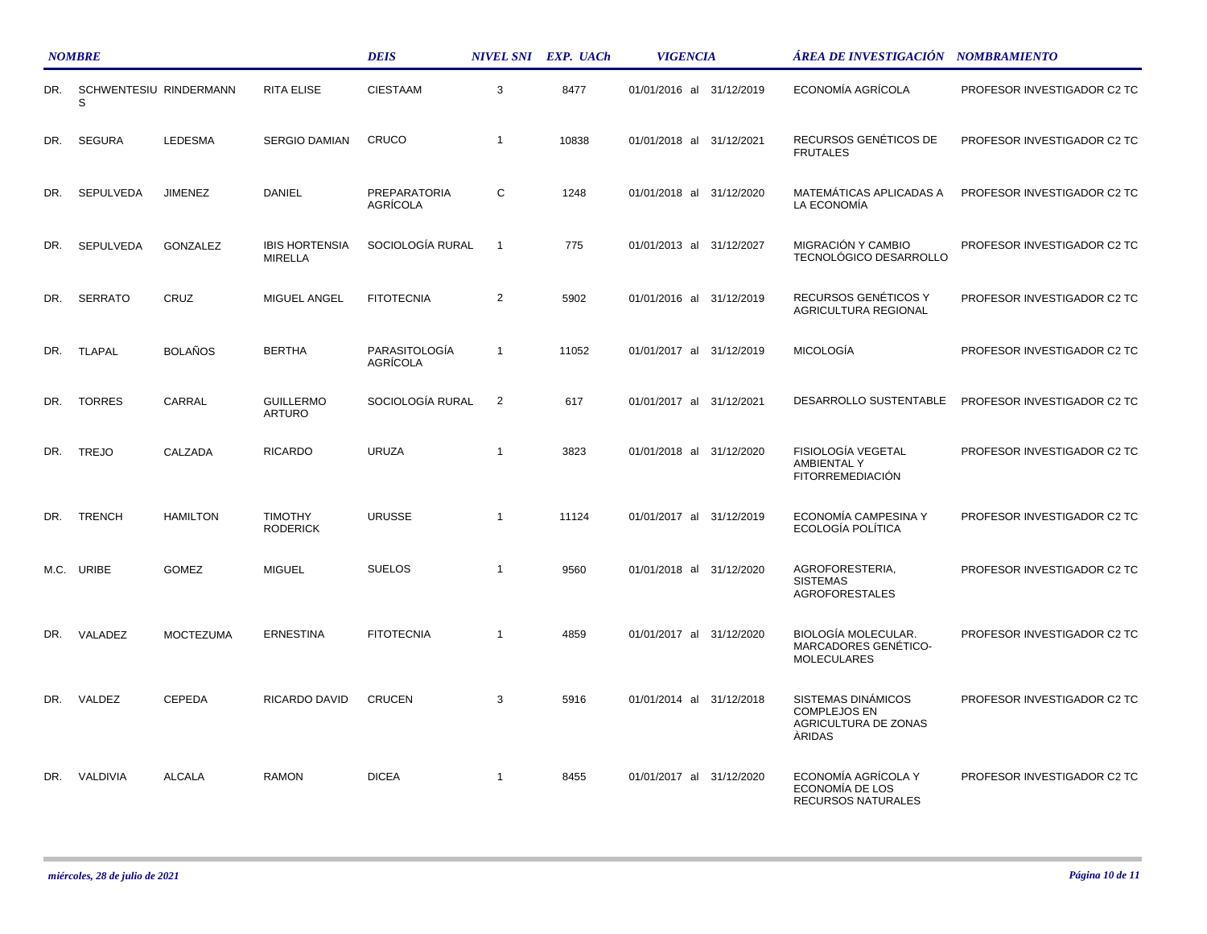| NOMBRE | | | | DEIS | NIVEL SNI | EXP. UACh | VIGENCIA | ÁREA DE INVESTIGACIÓN | NOMBRAMIENTO |
|---|---|---|---|---|---|---|---|---|---|
| DR. | SCHWENTESIUS | RINDERMANN | RITA ELISE | CIESTAAM | 3 | 8477 | 01/01/2016 al 31/12/2019 | ECONOMÍA AGRÍCOLA | PROFESOR INVESTIGADOR C2 TC |
| DR. | SEGURA | LEDESMA | SERGIO DAMIAN | CRUCO | 1 | 10838 | 01/01/2018 al 31/12/2021 | RECURSOS GENÉTICOS DE FRUTALES | PROFESOR INVESTIGADOR C2 TC |
| DR. | SEPULVEDA | JIMENEZ | DANIEL | PREPARATORIA AGRÍCOLA | C | 1248 | 01/01/2018 al 31/12/2020 | MATEMÁTICAS APLICADAS A LA ECONOMÍA | PROFESOR INVESTIGADOR C2 TC |
| DR. | SEPULVEDA | GONZALEZ | IBIS HORTENSIA MIRELLA | SOCIOLOGÍA RURAL | 1 | 775 | 01/01/2013 al 31/12/2027 | MIGRACIÓN Y CAMBIO TECNOLÓGICO DESARROLLO | PROFESOR INVESTIGADOR C2 TC |
| DR. | SERRATO | CRUZ | MIGUEL ANGEL | FITOTECNIA | 2 | 5902 | 01/01/2016 al 31/12/2019 | RECURSOS GENÉTICOS Y AGRICULTURA REGIONAL | PROFESOR INVESTIGADOR C2 TC |
| DR. | TLAPAL | BOLAÑOS | BERTHA | PARASITOLOGÍA AGRÍCOLA | 1 | 11052 | 01/01/2017 al 31/12/2019 | MICOLOGÍA | PROFESOR INVESTIGADOR C2 TC |
| DR. | TORRES | CARRAL | GUILLERMO ARTURO | SOCIOLOGÍA RURAL | 2 | 617 | 01/01/2017 al 31/12/2021 | DESARROLLO SUSTENTABLE | PROFESOR INVESTIGADOR C2 TC |
| DR. | TREJO | CALZADA | RICARDO | URUZA | 1 | 3823 | 01/01/2018 al 31/12/2020 | FISIOLOGÍA VEGETAL AMBIENTAL Y FITORREMEDIACIÓN | PROFESOR INVESTIGADOR C2 TC |
| DR. | TRENCH | HAMILTON | TIMOTHY RODERICK | URUSSE | 1 | 11124 | 01/01/2017 al 31/12/2019 | ECONOMÍA CAMPESINA Y ECOLOGÍA POLÍTICA | PROFESOR INVESTIGADOR C2 TC |
| M.C. | URIBE | GOMEZ | MIGUEL | SUELOS | 1 | 9560 | 01/01/2018 al 31/12/2020 | AGROFORESTERIA, SISTEMAS AGROFORESTALES | PROFESOR INVESTIGADOR C2 TC |
| DR. | VALADEZ | MOCTEZUMA | ERNESTINA | FITOTECNIA | 1 | 4859 | 01/01/2017 al 31/12/2020 | BIOLOGÍA MOLECULAR. MARCADORES GENÉTICO-MOLECULARES | PROFESOR INVESTIGADOR C2 TC |
| DR. | VALDEZ | CEPEDA | RICARDO DAVID | CRUCEN | 3 | 5916 | 01/01/2014 al 31/12/2018 | SISTEMAS DINÁMICOS COMPLEJOS EN AGRICULTURA DE ZONAS ÀRIDAS | PROFESOR INVESTIGADOR C2 TC |
| DR. | VALDIVIA | ALCALA | RAMON | DICEA | 1 | 8455 | 01/01/2017 al 31/12/2020 | ECONOMÍA AGRÍCOLA Y ECONOMÍA DE LOS RECURSOS NATURALES | PROFESOR INVESTIGADOR C2 TC |

*miércoles, 28 de julio de 2021*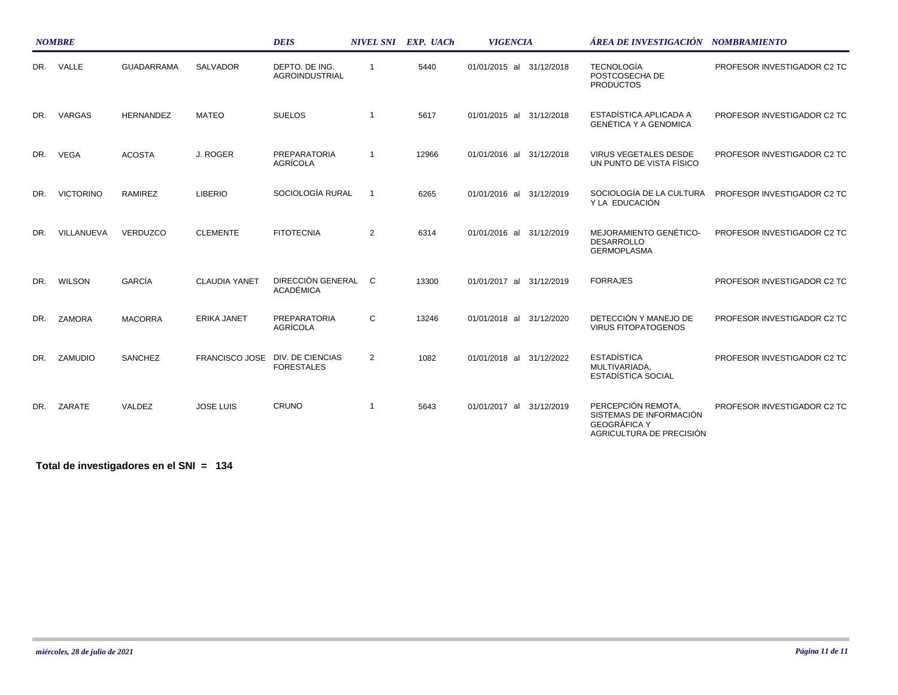| NOMBRE | | | | DEIS | NIVEL SNI | EXP. UACh | VIGENCIA | ÁREA DE INVESTIGACIÓN | NOMBRAMIENTO |
|---|---|---|---|---|---|---|---|---|---|
| DR. | VALLE | GUADARRAMA | SALVADOR | DEPTO. DE ING. AGROINDUSTRIAL | 1 | 5440 | 01/01/2015 al 31/12/2018 | TECNOLOGÍA POSTCOSECHA DE PRODUCTOS | PROFESOR INVESTIGADOR C2 TC |
| DR. | VARGAS | HERNANDEZ | MATEO | SUELOS | 1 | 5617 | 01/01/2015 al 31/12/2018 | ESTADÍSTICA APLICADA A GENÉTICA Y A GENOMICA | PROFESOR INVESTIGADOR C2 TC |
| DR. | VEGA | ACOSTA | J. ROGER | PREPARATORIA AGRÍCOLA | 1 | 12966 | 01/01/2016 al 31/12/2018 | VIRUS VEGETALES DESDE UN PUNTO DE VISTA FÍSICO | PROFESOR INVESTIGADOR C2 TC |
| DR. | VICTORINO | RAMIREZ | LIBERIO | SOCIOLOGÍA RURAL | 1 | 6265 | 01/01/2016 al 31/12/2019 | SOCIOLOGÍA DE LA CULTURA Y LA EDUCACIÓN | PROFESOR INVESTIGADOR C2 TC |
| DR. | VILLANUEVA | VERDUZCO | CLEMENTE | FITOTECNIA | 2 | 6314 | 01/01/2016 al 31/12/2019 | MEJORAMIENTO GENÉTICO-DESARROLLO GERMOPLASMA | PROFESOR INVESTIGADOR C2 TC |
| DR. | WILSON | GARCÍA | CLAUDIA YANET | DIRECCIÓN GENERAL ACADÉMICA | C | 13300 | 01/01/2017 al 31/12/2019 | FORRAJES | PROFESOR INVESTIGADOR C2 TC |
| DR. | ZAMORA | MACORRA | ERIKA JANET | PREPARATORIA AGRÍCOLA | C | 13246 | 01/01/2018 al 31/12/2020 | DETECCIÓN Y MANEJO DE VIRUS FITOPATOGENOS | PROFESOR INVESTIGADOR C2 TC |
| DR. | ZAMUDIO | SANCHEZ | FRANCISCO JOSE | DIV. DE CIENCIAS FORESTALES | 2 | 1082 | 01/01/2018 al 31/12/2022 | ESTADÍSTICA MULTIVARIADA, ESTADÍSTICA SOCIAL | PROFESOR INVESTIGADOR C2 TC |
| DR. | ZARATE | VALDEZ | JOSE LUIS | CRUNO | 1 | 5643 | 01/01/2017 al 31/12/2019 | PERCEPCIÓN REMOTA, SISTEMAS DE INFORMACIÓN GEOGRÁFICA Y AGRICULTURA DE PRECISIÓN | PROFESOR INVESTIGADOR C2 TC |

**Total de investigadores en el SNI = 134**

*miércoles, 28 de julio de 2021*